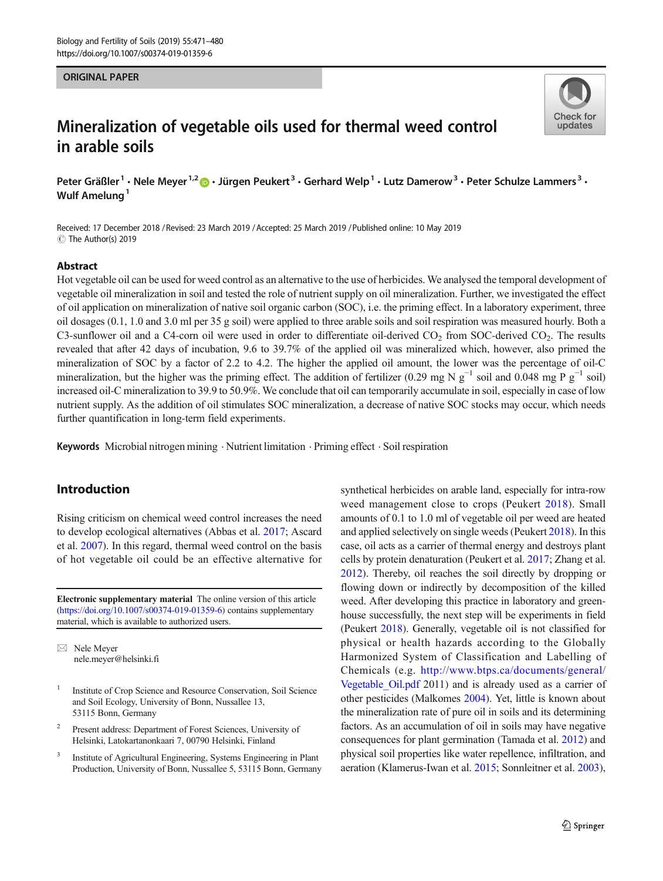ORIGINAL PAPER

# Mineralization of vegetable oils used for thermal weed control in arable soils

Peter Gräßler[1] · Nele Meyer[1,2] · Jürgen Peukert[3] · Gerhard Welp[1] · Lutz Damerow[3] · Peter Schulze Lammers[3] · Wulf Amelung[1]

Received: 17 December 2018 / Revised: 23 March 2019 / Accepted: 25 March 2019 / Published online: 10 May 2019
© The Author(s) 2019

## Abstract

Hot vegetable oil can be used for weed control as an alternative to the use of herbicides. We analysed the temporal development of vegetable oil mineralization in soil and tested the role of nutrient supply on oil mineralization. Further, we investigated the effect of oil application on mineralization of native soil organic carbon (SOC), i.e. the priming effect. In a laboratory experiment, three oil dosages (0.1, 1.0 and 3.0 ml per 35 g soil) were applied to three arable soils and soil respiration was measured hourly. Both a C3-sunflower oil and a C4-corn oil were used in order to differentiate oil-derived $CO_2$ from SOC-derived $CO_2$. The results revealed that after 42 days of incubation, 9.6 to 39.7% of the applied oil was mineralized which, however, also primed the mineralization of SOC by a factor of 2.2 to 4.2. The higher the applied oil amount, the lower was the percentage of oil-C mineralization, but the higher was the priming effect. The addition of fertilizer (0.29 mg N $g^{-1}$ soil and 0.048 mg P $g^{-1}$ soil) increased oil-C mineralization to 39.9 to 50.9%. We conclude that oil can temporarily accumulate in soil, especially in case of low nutrient supply. As the addition of oil stimulates SOC mineralization, a decrease of native SOC stocks may occur, which needs further quantification in long-term field experiments.

**Keywords** Microbial nitrogen mining · Nutrient limitation · Priming effect · Soil respiration

## Introduction

Rising criticism on chemical weed control increases the need to develop ecological alternatives (Abbas et al. 2017; Ascard et al. 2007). In this regard, thermal weed control on the basis of hot vegetable oil could be an effective alternative for synthetical herbicides on arable land, especially for intra-row weed management close to crops (Peukert 2018). Small amounts of 0.1 to 1.0 ml of vegetable oil per weed are heated and applied selectively on single weeds (Peukert 2018). In this case, oil acts as a carrier of thermal energy and destroys plant cells by protein denaturation (Peukert et al. 2017; Zhang et al. 2012). Thereby, oil reaches the soil directly by dropping or flowing down or indirectly by decomposition of the killed weed. After developing this practice in laboratory and greenhouse successfully, the next step will be experiments in field (Peukert 2018). Generally, vegetable oil is not classified for physical or health hazards according to the Globally Harmonized System of Classification and Labelling of Chemicals (e.g. http://www.btps.ca/documents/general/Vegetable_Oil.pdf 2011) and is already used as a carrier of other pesticides (Malkomes 2004). Yet, little is known about the mineralization rate of pure oil in soils and its determining factors. As an accumulation of oil in soils may have negative consequences for plant germination (Tamada et al. 2012) and physical soil properties like water repellence, infiltration, and aeration (Klamerus-Iwan et al. 2015; Sonnleitner et al. 2003),

**Electronic supplementary material** The online version of this article (https://doi.org/10.1007/s00374-019-01359-6) contains supplementary material, which is available to authorized users.

✉ Nele Meyer
nele.meyer@helsinki.fi

[1] Institute of Crop Science and Resource Conservation, Soil Science and Soil Ecology, University of Bonn, Nussallee 13, 53115 Bonn, Germany

[2] Present address: Department of Forest Sciences, University of Helsinki, Latokartanonkaari 7, 00790 Helsinki, Finland

[3] Institute of Agricultural Engineering, Systems Engineering in Plant Production, University of Bonn, Nussallee 5, 53115 Bonn, Germany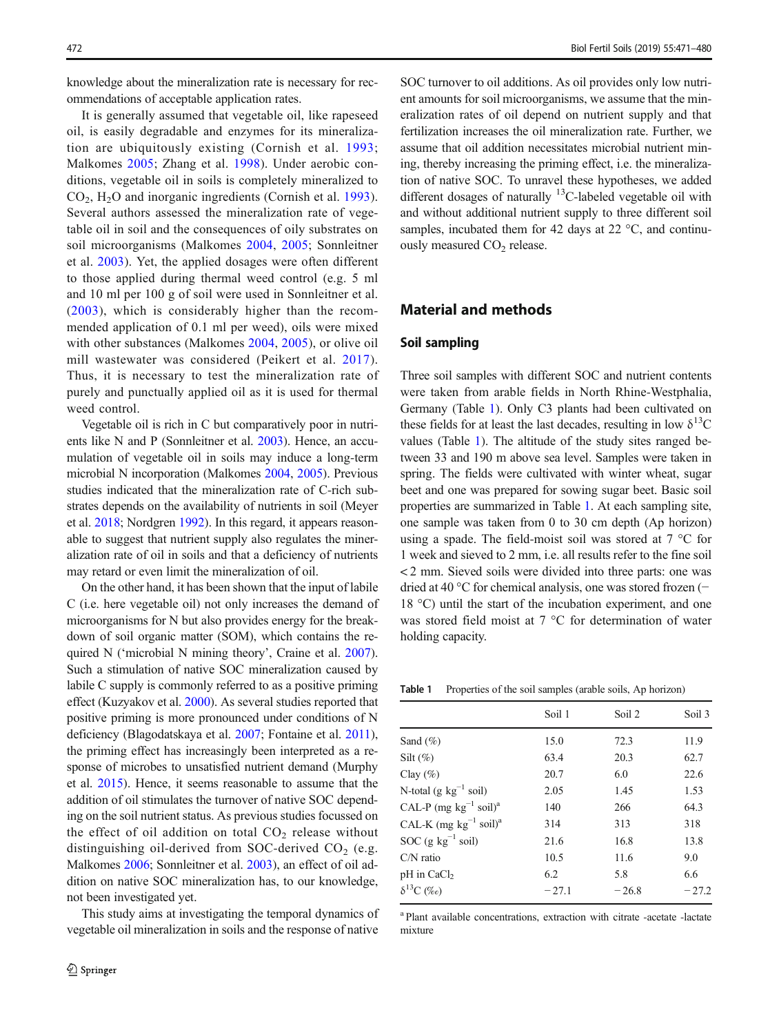knowledge about the mineralization rate is necessary for recommendations of acceptable application rates.

It is generally assumed that vegetable oil, like rapeseed oil, is easily degradable and enzymes for its mineralization are ubiquitously existing (Cornish et al. 1993; Malkomes 2005; Zhang et al. 1998). Under aerobic conditions, vegetable oil in soils is completely mineralized to $CO_2$, $H_2O$ and inorganic ingredients (Cornish et al. 1993). Several authors assessed the mineralization rate of vegetable oil in soil and the consequences of oily substrates on soil microorganisms (Malkomes 2004, 2005; Sonnleitner et al. 2003). Yet, the applied dosages were often different to those applied during thermal weed control (e.g. 5 ml and 10 ml per 100 g of soil were used in Sonnleitner et al. (2003), which is considerably higher than the recommended application of 0.1 ml per weed), oils were mixed with other substances (Malkomes 2004, 2005), or olive oil mill wastewater was considered (Peikert et al. 2017). Thus, it is necessary to test the mineralization rate of purely and punctually applied oil as it is used for thermal weed control.

Vegetable oil is rich in C but comparatively poor in nutrients like N and P (Sonnleitner et al. 2003). Hence, an accumulation of vegetable oil in soils may induce a long-term microbial N incorporation (Malkomes 2004, 2005). Previous studies indicated that the mineralization rate of C-rich substrates depends on the availability of nutrients in soil (Meyer et al. 2018; Nordgren 1992). In this regard, it appears reasonable to suggest that nutrient supply also regulates the mineralization rate of oil in soils and that a deficiency of nutrients may retard or even limit the mineralization of oil.

On the other hand, it has been shown that the input of labile C (i.e. here vegetable oil) not only increases the demand of microorganisms for N but also provides energy for the breakdown of soil organic matter (SOM), which contains the required N ('microbial N mining theory', Craine et al. 2007). Such a stimulation of native SOC mineralization caused by labile C supply is commonly referred to as a positive priming effect (Kuzyakov et al. 2000). As several studies reported that positive priming is more pronounced under conditions of N deficiency (Blagodatskaya et al. 2007; Fontaine et al. 2011), the priming effect has increasingly been interpreted as a response of microbes to unsatisfied nutrient demand (Murphy et al. 2015). Hence, it seems reasonable to assume that the addition of oil stimulates the turnover of native SOC depending on the soil nutrient status. As previous studies focussed on the effect of oil addition on total $CO_2$ release without distinguishing oil-derived from SOC-derived $CO_2$ (e.g. Malkomes 2006; Sonnleitner et al. 2003), an effect of oil addition on native SOC mineralization has, to our knowledge, not been investigated yet.

This study aims at investigating the temporal dynamics of vegetable oil mineralization in soils and the response of native SOC turnover to oil additions. As oil provides only low nutrient amounts for soil microorganisms, we assume that the mineralization rates of oil depend on nutrient supply and that fertilization increases the oil mineralization rate. Further, we assume that oil addition necessitates microbial nutrient mining, thereby increasing the priming effect, i.e. the mineralization of native SOC. To unravel these hypotheses, we added different dosages of naturally $^{13}C$-labeled vegetable oil with and without additional nutrient supply to three different soil samples, incubated them for 42 days at 22 °C, and continuously measured $CO_2$ release.

## Material and methods

### Soil sampling

Three soil samples with different SOC and nutrient contents were taken from arable fields in North Rhine-Westphalia, Germany (Table 1). Only C3 plants had been cultivated on these fields for at least the last decades, resulting in low $\delta^{13}C$ values (Table 1). The altitude of the study sites ranged between 33 and 190 m above sea level. Samples were taken in spring. The fields were cultivated with winter wheat, sugar beet and one was prepared for sowing sugar beet. Basic soil properties are summarized in Table 1. At each sampling site, one sample was taken from 0 to 30 cm depth (Ap horizon) using a spade. The field-moist soil was stored at 7 °C for 1 week and sieved to 2 mm, i.e. all results refer to the fine soil < 2 mm. Sieved soils were divided into three parts: one was dried at 40 °C for chemical analysis, one was stored frozen (− 18 °C) until the start of the incubation experiment, and one was stored field moist at 7 °C for determination of water holding capacity.

**Table 1** Properties of the soil samples (arable soils, Ap horizon)

| | Soil 1 | Soil 2 | Soil 3 |
|---|---|---|---|
| Sand (%) | 15.0 | 72.3 | 11.9 |
| Silt (%) | 63.4 | 20.3 | 62.7 |
| Clay (%) | 20.7 | 6.0 | 22.6 |
| N-total (g $kg^{-1}$ soil) | 2.05 | 1.45 | 1.53 |
| CAL-P (mg $kg^{-1}$ soil)[a] | 140 | 266 | 64.3 |
| CAL-K (mg $kg^{-1}$ soil)[a] | 314 | 313 | 318 |
| SOC (g $kg^{-1}$ soil) | 21.6 | 16.8 | 13.8 |
| C/N ratio | 10.5 | 11.6 | 9.0 |
| pH in $CaCl_2$ | 6.2 | 5.8 | 6.6 |
| $\delta^{13}C$ (‰) | − 27.1 | − 26.8 | − 27.2 |

[a] Plant available concentrations, extraction with citrate -acetate -lactate mixture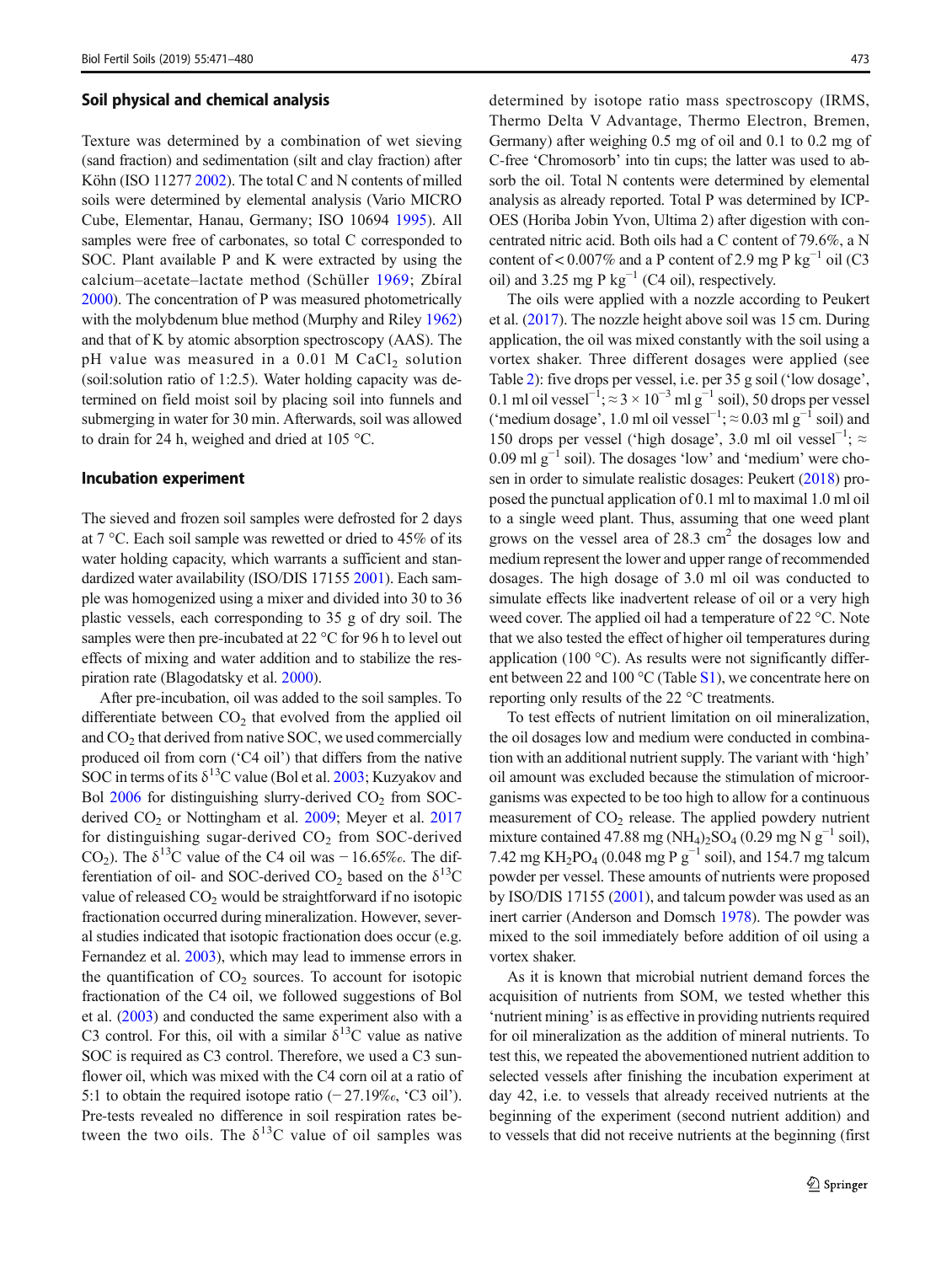### Soil physical and chemical analysis

Texture was determined by a combination of wet sieving (sand fraction) and sedimentation (silt and clay fraction) after Köhn (ISO 11277 2002). The total C and N contents of milled soils were determined by elemental analysis (Vario MICRO Cube, Elementar, Hanau, Germany; ISO 10694 1995). All samples were free of carbonates, so total C corresponded to SOC. Plant available P and K were extracted by using the calcium–acetate–lactate method (Schüller 1969; Zbíral 2000). The concentration of P was measured photometrically with the molybdenum blue method (Murphy and Riley 1962) and that of K by atomic absorption spectroscopy (AAS). The pH value was measured in a 0.01 M $CaCl_2$ solution (soil:solution ratio of 1:2.5). Water holding capacity was determined on field moist soil by placing soil into funnels and submerging in water for 30 min. Afterwards, soil was allowed to drain for 24 h, weighed and dried at 105 °C.

### Incubation experiment

The sieved and frozen soil samples were defrosted for 2 days at 7 °C. Each soil sample was rewetted or dried to 45% of its water holding capacity, which warrants a sufficient and standardized water availability (ISO/DIS 17155 2001). Each sample was homogenized using a mixer and divided into 30 to 36 plastic vessels, each corresponding to 35 g of dry soil. The samples were then pre-incubated at 22 °C for 96 h to level out effects of mixing and water addition and to stabilize the respiration rate (Blagodatsky et al. 2000).

After pre-incubation, oil was added to the soil samples. To differentiate between $CO_2$ that evolved from the applied oil and $CO_2$ that derived from native SOC, we used commercially produced oil from corn ('C4 oil') that differs from the native SOC in terms of its $\delta^{13}C$ value (Bol et al. 2003; Kuzyakov and Bol 2006 for distinguishing slurry-derived $CO_2$ from SOC-derived $CO_2$ or Nottingham et al. 2009; Meyer et al. 2017 for distinguishing sugar-derived $CO_2$ from SOC-derived $CO_2$). The $\delta^{13}C$ value of the C4 oil was − 16.65‰. The differentiation of oil- and SOC-derived $CO_2$ based on the $\delta^{13}C$ value of released $CO_2$ would be straightforward if no isotopic fractionation occurred during mineralization. However, several studies indicated that isotopic fractionation does occur (e.g. Fernandez et al. 2003), which may lead to immense errors in the quantification of $CO_2$ sources. To account for isotopic fractionation of the C4 oil, we followed suggestions of Bol et al. (2003) and conducted the same experiment also with a C3 control. For this, oil with a similar $\delta^{13}C$ value as native SOC is required as C3 control. Therefore, we used a C3 sunflower oil, which was mixed with the C4 corn oil at a ratio of 5:1 to obtain the required isotope ratio (− 27.19‰, 'C3 oil'). Pre-tests revealed no difference in soil respiration rates between the two oils. The $\delta^{13}C$ value of oil samples was determined by isotope ratio mass spectroscopy (IRMS, Thermo Delta V Advantage, Thermo Electron, Bremen, Germany) after weighing 0.5 mg of oil and 0.1 to 0.2 mg of C-free 'Chromosorb' into tin cups; the latter was used to absorb the oil. Total N contents were determined by elemental analysis as already reported. Total P was determined by ICP-OES (Horiba Jobin Yvon, Ultima 2) after digestion with concentrated nitric acid. Both oils had a C content of 79.6%, a N content of < 0.007% and a P content of 2.9 mg P $kg^{-1}$ oil (C3 oil) and 3.25 mg P $kg^{-1}$ (C4 oil), respectively.

The oils were applied with a nozzle according to Peukert et al. (2017). The nozzle height above soil was 15 cm. During application, the oil was mixed constantly with the soil using a vortex shaker. Three different dosages were applied (see Table 2): five drops per vessel, i.e. per 35 g soil ('low dosage', 0.1 ml oil $vessel^{-1}$; $\approx 3 \times 10^{-3}$ ml $g^{-1}$ soil), 50 drops per vessel ('medium dosage', 1.0 ml oil $vessel^{-1}$; ≈ 0.03 ml $g^{-1}$ soil) and 150 drops per vessel ('high dosage', 3.0 ml oil $vessel^{-1}$; ≈ 0.09 ml $g^{-1}$ soil). The dosages 'low' and 'medium' were chosen in order to simulate realistic dosages: Peukert (2018) proposed the punctual application of 0.1 ml to maximal 1.0 ml oil to a single weed plant. Thus, assuming that one weed plant grows on the vessel area of 28.3 $cm^2$ the dosages low and medium represent the lower and upper range of recommended dosages. The high dosage of 3.0 ml oil was conducted to simulate effects like inadvertent release of oil or a very high weed cover. The applied oil had a temperature of 22 °C. Note that we also tested the effect of higher oil temperatures during application (100 °C). As results were not significantly different between 22 and 100 °C (Table S1), we concentrate here on reporting only results of the 22 °C treatments.

To test effects of nutrient limitation on oil mineralization, the oil dosages low and medium were conducted in combination with an additional nutrient supply. The variant with 'high' oil amount was excluded because the stimulation of microorganisms was expected to be too high to allow for a continuous measurement of $CO_2$ release. The applied powdery nutrient mixture contained 47.88 mg $(NH_4)_2SO_4$ (0.29 mg N $g^{-1}$ soil), 7.42 mg $KH_2PO_4$ (0.048 mg P $g^{-1}$ soil), and 154.7 mg talcum powder per vessel. These amounts of nutrients were proposed by ISO/DIS 17155 (2001), and talcum powder was used as an inert carrier (Anderson and Domsch 1978). The powder was mixed to the soil immediately before addition of oil using a vortex shaker.

As it is known that microbial nutrient demand forces the acquisition of nutrients from SOM, we tested whether this 'nutrient mining' is as effective in providing nutrients required for oil mineralization as the addition of mineral nutrients. To test this, we repeated the abovementioned nutrient addition to selected vessels after finishing the incubation experiment at day 42, i.e. to vessels that already received nutrients at the beginning of the experiment (second nutrient addition) and to vessels that did not receive nutrients at the beginning (first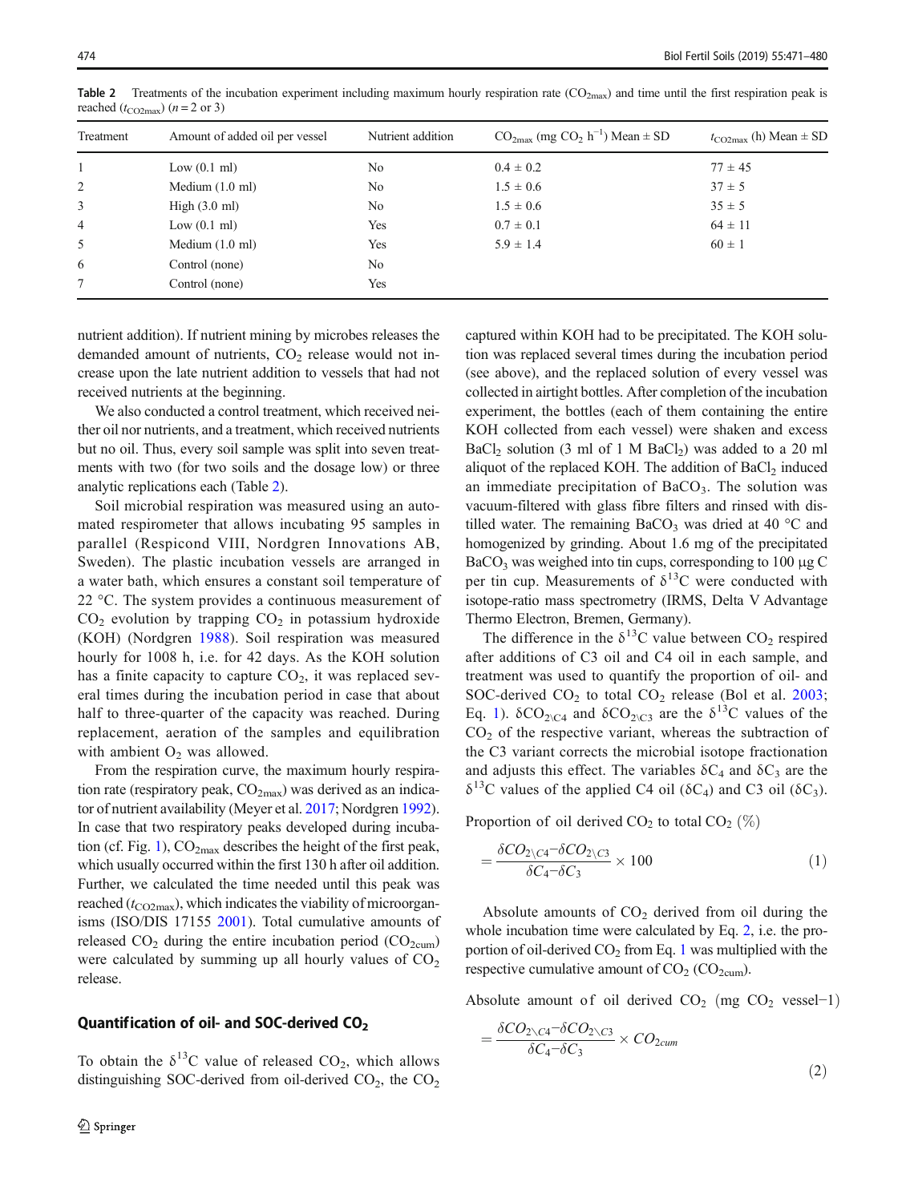**Table 2** Treatments of the incubation experiment including maximum hourly respiration rate ($CO_{2max}$) and time until the first respiration peak is reached ($t_{CO2max}$) ($n = 2$ or 3)

| Treatment | Amount of added oil per vessel | Nutrient addition | $CO_{2max}$ (mg $CO_2$ $h^{-1}$) Mean ± SD | $t_{CO2max}$ (h) Mean ± SD |
|---|---|---|---|---|
| 1 | Low (0.1 ml) | No | 0.4 ± 0.2 | 77 ± 45 |
| 2 | Medium (1.0 ml) | No | 1.5 ± 0.6 | 37 ± 5 |
| 3 | High (3.0 ml) | No | 1.5 ± 0.6 | 35 ± 5 |
| 4 | Low (0.1 ml) | Yes | 0.7 ± 0.1 | 64 ± 11 |
| 5 | Medium (1.0 ml) | Yes | 5.9 ± 1.4 | 60 ± 1 |
| 6 | Control (none) | No | | |
| 7 | Control (none) | Yes | | |

nutrient addition). If nutrient mining by microbes releases the demanded amount of nutrients, $CO_2$ release would not increase upon the late nutrient addition to vessels that had not received nutrients at the beginning.

We also conducted a control treatment, which received neither oil nor nutrients, and a treatment, which received nutrients but no oil. Thus, every soil sample was split into seven treatments with two (for two soils and the dosage low) or three analytic replications each (Table 2).

Soil microbial respiration was measured using an automated respirometer that allows incubating 95 samples in parallel (Respicond VIII, Nordgren Innovations AB, Sweden). The plastic incubation vessels are arranged in a water bath, which ensures a constant soil temperature of 22 °C. The system provides a continuous measurement of $CO_2$ evolution by trapping $CO_2$ in potassium hydroxide (KOH) (Nordgren 1988). Soil respiration was measured hourly for 1008 h, i.e. for 42 days. As the KOH solution has a finite capacity to capture $CO_2$, it was replaced several times during the incubation period in case that about half to three-quarter of the capacity was reached. During replacement, aeration of the samples and equilibration with ambient $O_2$ was allowed.

From the respiration curve, the maximum hourly respiration rate (respiratory peak, $CO_{2max}$) was derived as an indicator of nutrient availability (Meyer et al. 2017; Nordgren 1992). In case that two respiratory peaks developed during incubation (cf. Fig. 1), $CO_{2max}$ describes the height of the first peak, which usually occurred within the first 130 h after oil addition. Further, we calculated the time needed until this peak was reached ($t_{CO2max}$), which indicates the viability of microorganisms (ISO/DIS 17155 2001). Total cumulative amounts of released $CO_2$ during the entire incubation period ($CO_{2cum}$) were calculated by summing up all hourly values of $CO_2$ release.

## Quantification of oil- and SOC-derived $CO_2$

To obtain the $\delta^{13}$C value of released $CO_2$, which allows distinguishing SOC-derived from oil-derived $CO_2$, the $CO_2$ captured within KOH had to be precipitated. The KOH solution was replaced several times during the incubation period (see above), and the replaced solution of every vessel was collected in airtight bottles. After completion of the incubation experiment, the bottles (each of them containing the entire KOH collected from each vessel) were shaken and excess $BaCl_2$ solution (3 ml of 1 M $BaCl_2$) was added to a 20 ml aliquot of the replaced KOH. The addition of $BaCl_2$ induced an immediate precipitation of $BaCO_3$. The solution was vacuum-filtered with glass fibre filters and rinsed with distilled water. The remaining $BaCO_3$ was dried at 40 °C and homogenized by grinding. About 1.6 mg of the precipitated $BaCO_3$ was weighed into tin cups, corresponding to 100 μg C per tin cup. Measurements of $\delta^{13}$C were conducted with isotope-ratio mass spectrometry (IRMS, Delta V Advantage Thermo Electron, Bremen, Germany).

The difference in the $\delta^{13}$C value between $CO_2$ respired after additions of C3 oil and C4 oil in each sample, and treatment was used to quantify the proportion of oil- and SOC-derived $CO_2$ to total $CO_2$ release (Bol et al. 2003; Eq. 1). $\delta CO_{2\backslash C4}$ and $\delta CO_{2\backslash C3}$ are the $\delta^{13}$C values of the $CO_2$ of the respective variant, whereas the subtraction of the C3 variant corrects the microbial isotope fractionation and adjusts this effect. The variables $\delta C_4$ and $\delta C_3$ are the $\delta^{13}$C values of the applied C4 oil ($\delta C_4$) and C3 oil ($\delta C_3$).

Proportion of oil derived $CO_2$ to total $CO_2$ (%)

$$= \frac{\delta CO_{2\backslash C4} - \delta CO_{2\backslash C3}}{\delta C_4 - \delta C_3} \times 100 \tag{1}$$

Absolute amounts of $CO_2$ derived from oil during the whole incubation time were calculated by Eq. 2, i.e. the proportion of oil-derived $CO_2$ from Eq. 1 was multiplied with the respective cumulative amount of $CO_2$ ($CO_{2cum}$).

Absolute amount of oil derived $CO_2$ (mg $CO_2$ vessel−1)

$$= \frac{\delta CO_{2\backslash C4} - \delta CO_{2\backslash C3}}{\delta C_4 - \delta C_3} \times CO_{2cum} \tag{2}$$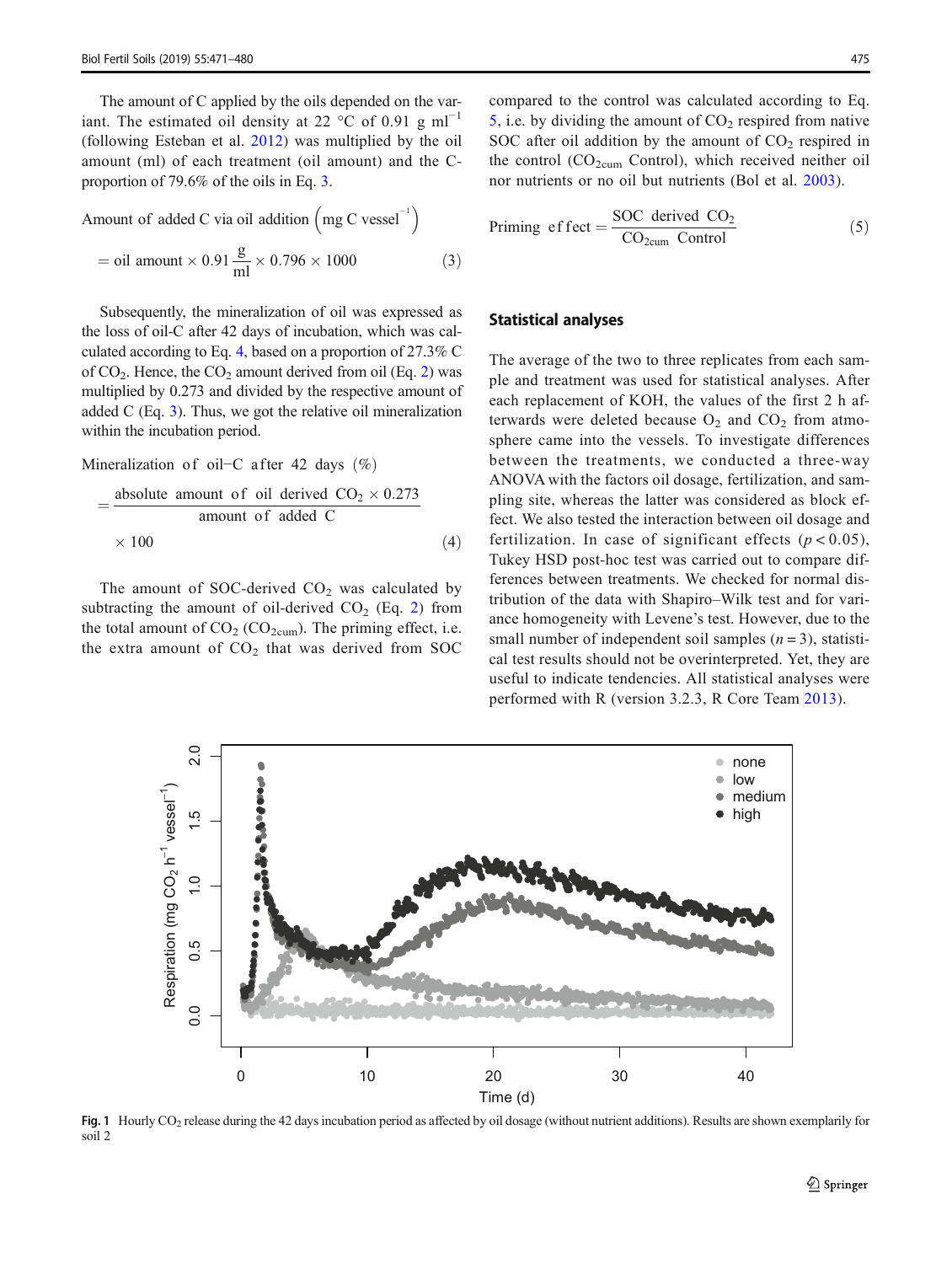The amount of C applied by the oils depended on the variant. The estimated oil density at 22 °C of 0.91 g ml$^{-1}$ (following Esteban et al. 2012) was multiplied by the oil amount (ml) of each treatment (oil amount) and the C-proportion of 79.6% of the oils in Eq. 3.

$$\text{Amount of added C via oil addition}\left(\text{mg C vessel}^{-1}\right) = \text{oil amount} \times 0.91\,\frac{\text{g}}{\text{ml}} \times 0.796 \times 1000 \tag{3}$$

Subsequently, the mineralization of oil was expressed as the loss of oil-C after 42 days of incubation, which was calculated according to Eq. 4, based on a proportion of 27.3% C of $CO_2$. Hence, the $CO_2$ amount derived from oil (Eq. 2) was multiplied by 0.273 and divided by the respective amount of added C (Eq. 3). Thus, we got the relative oil mineralization within the incubation period.

$$\text{Mineralization of oil-C after 42 days (\%)} = \frac{\text{absolute amount of oil derived } CO_2 \times 0.273}{\text{amount of added C}} \times 100 \tag{4}$$

The amount of SOC-derived $CO_2$ was calculated by subtracting the amount of oil-derived $CO_2$ (Eq. 2) from the total amount of $CO_2$ ($CO_{2cum}$). The priming effect, i.e. the extra amount of $CO_2$ that was derived from SOC compared to the control was calculated according to Eq. 5, i.e. by dividing the amount of $CO_2$ respired from native SOC after oil addition by the amount of $CO_2$ respired in the control ($CO_{2cum}$ Control), which received neither oil nor nutrients or no oil but nutrients (Bol et al. 2003).

$$\text{Priming effect} = \frac{\text{SOC derived } CO_2}{CO_{2cum}\ \text{Control}} \tag{5}$$

## Statistical analyses

The average of the two to three replicates from each sample and treatment was used for statistical analyses. After each replacement of KOH, the values of the first 2 h afterwards were deleted because $O_2$ and $CO_2$ from atmosphere came into the vessels. To investigate differences between the treatments, we conducted a three-way ANOVA with the factors oil dosage, fertilization, and sampling site, whereas the latter was considered as block effect. We also tested the interaction between oil dosage and fertilization. In case of significant effects ($p < 0.05$), Tukey HSD post-hoc test was carried out to compare differences between treatments. We checked for normal distribution of the data with Shapiro–Wilk test and for variance homogeneity with Levene's test. However, due to the small number of independent soil samples ($n = 3$), statistical test results should not be overinterpreted. Yet, they are useful to indicate tendencies. All statistical analyses were performed with R (version 3.2.3, R Core Team 2013).

**Fig. 1** Hourly $CO_2$ release during the 42 days incubation period as affected by oil dosage (without nutrient additions). Results are shown exemplarily for soil 2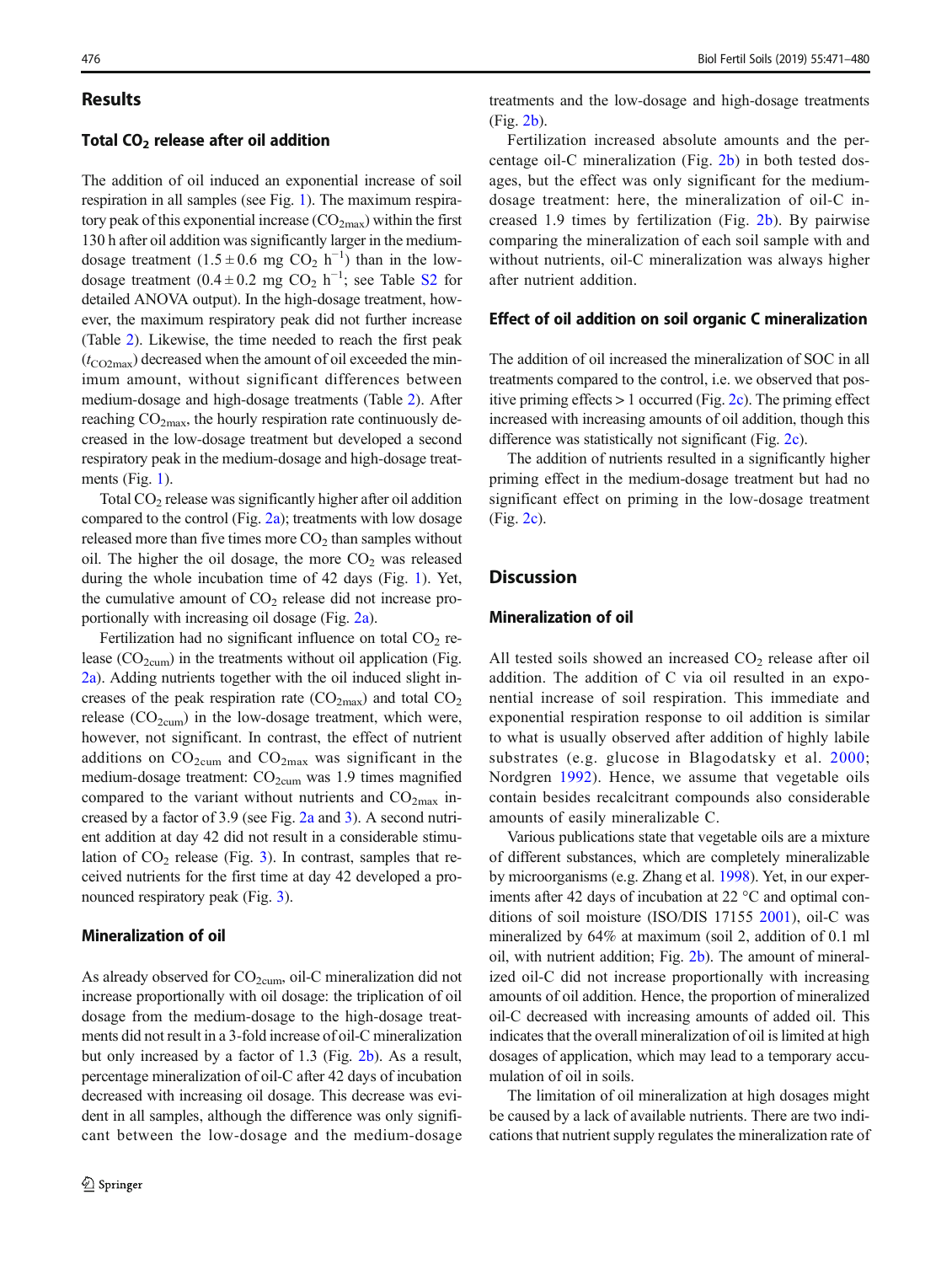## Results

### Total $CO_2$ release after oil addition

The addition of oil induced an exponential increase of soil respiration in all samples (see Fig. 1). The maximum respiratory peak of this exponential increase ($CO_{2max}$) within the first 130 h after oil addition was significantly larger in the medium-dosage treatment ($1.5 \pm 0.6$ mg $CO_2$ $h^{-1}$) than in the low-dosage treatment ($0.4 \pm 0.2$ mg $CO_2$ $h^{-1}$; see Table S2 for detailed ANOVA output). In the high-dosage treatment, however, the maximum respiratory peak did not further increase (Table 2). Likewise, the time needed to reach the first peak ($t_{CO2max}$) decreased when the amount of oil exceeded the minimum amount, without significant differences between medium-dosage and high-dosage treatments (Table 2). After reaching $CO_{2max}$, the hourly respiration rate continuously decreased in the low-dosage treatment but developed a second respiratory peak in the medium-dosage and high-dosage treatments (Fig. 1).

Total $CO_2$ release was significantly higher after oil addition compared to the control (Fig. 2a); treatments with low dosage released more than five times more $CO_2$ than samples without oil. The higher the oil dosage, the more $CO_2$ was released during the whole incubation time of 42 days (Fig. 1). Yet, the cumulative amount of $CO_2$ release did not increase proportionally with increasing oil dosage (Fig. 2a).

Fertilization had no significant influence on total $CO_2$ release ($CO_{2cum}$) in the treatments without oil application (Fig. 2a). Adding nutrients together with the oil induced slight increases of the peak respiration rate ($CO_{2max}$) and total $CO_2$ release ($CO_{2cum}$) in the low-dosage treatment, which were, however, not significant. In contrast, the effect of nutrient additions on $CO_{2cum}$ and $CO_{2max}$ was significant in the medium-dosage treatment: $CO_{2cum}$ was 1.9 times magnified compared to the variant without nutrients and $CO_{2max}$ increased by a factor of 3.9 (see Fig. 2a and 3). A second nutrient addition at day 42 did not result in a considerable stimulation of $CO_2$ release (Fig. 3). In contrast, samples that received nutrients for the first time at day 42 developed a pronounced respiratory peak (Fig. 3).

### Mineralization of oil

As already observed for $CO_{2cum}$, oil-C mineralization did not increase proportionally with oil dosage: the triplication of oil dosage from the medium-dosage to the high-dosage treatments did not result in a 3-fold increase of oil-C mineralization but only increased by a factor of 1.3 (Fig. 2b). As a result, percentage mineralization of oil-C after 42 days of incubation decreased with increasing oil dosage. This decrease was evident in all samples, although the difference was only significant between the low-dosage and the medium-dosage treatments and the low-dosage and high-dosage treatments (Fig. 2b).

Fertilization increased absolute amounts and the percentage oil-C mineralization (Fig. 2b) in both tested dosages, but the effect was only significant for the medium-dosage treatment: here, the mineralization of oil-C increased 1.9 times by fertilization (Fig. 2b). By pairwise comparing the mineralization of each soil sample with and without nutrients, oil-C mineralization was always higher after nutrient addition.

### Effect of oil addition on soil organic C mineralization

The addition of oil increased the mineralization of SOC in all treatments compared to the control, i.e. we observed that positive priming effects > 1 occurred (Fig. 2c). The priming effect increased with increasing amounts of oil addition, though this difference was statistically not significant (Fig. 2c).

The addition of nutrients resulted in a significantly higher priming effect in the medium-dosage treatment but had no significant effect on priming in the low-dosage treatment (Fig. 2c).

## Discussion

### Mineralization of oil

All tested soils showed an increased $CO_2$ release after oil addition. The addition of C via oil resulted in an exponential increase of soil respiration. This immediate and exponential respiration response to oil addition is similar to what is usually observed after addition of highly labile substrates (e.g. glucose in Blagodatsky et al. 2000; Nordgren 1992). Hence, we assume that vegetable oils contain besides recalcitrant compounds also considerable amounts of easily mineralizable C.

Various publications state that vegetable oils are a mixture of different substances, which are completely mineralizable by microorganisms (e.g. Zhang et al. 1998). Yet, in our experiments after 42 days of incubation at 22 °C and optimal conditions of soil moisture (ISO/DIS 17155 2001), oil-C was mineralized by 64% at maximum (soil 2, addition of 0.1 ml oil, with nutrient addition; Fig. 2b). The amount of mineralized oil-C did not increase proportionally with increasing amounts of oil addition. Hence, the proportion of mineralized oil-C decreased with increasing amounts of added oil. This indicates that the overall mineralization of oil is limited at high dosages of application, which may lead to a temporary accumulation of oil in soils.

The limitation of oil mineralization at high dosages might be caused by a lack of available nutrients. There are two indications that nutrient supply regulates the mineralization rate of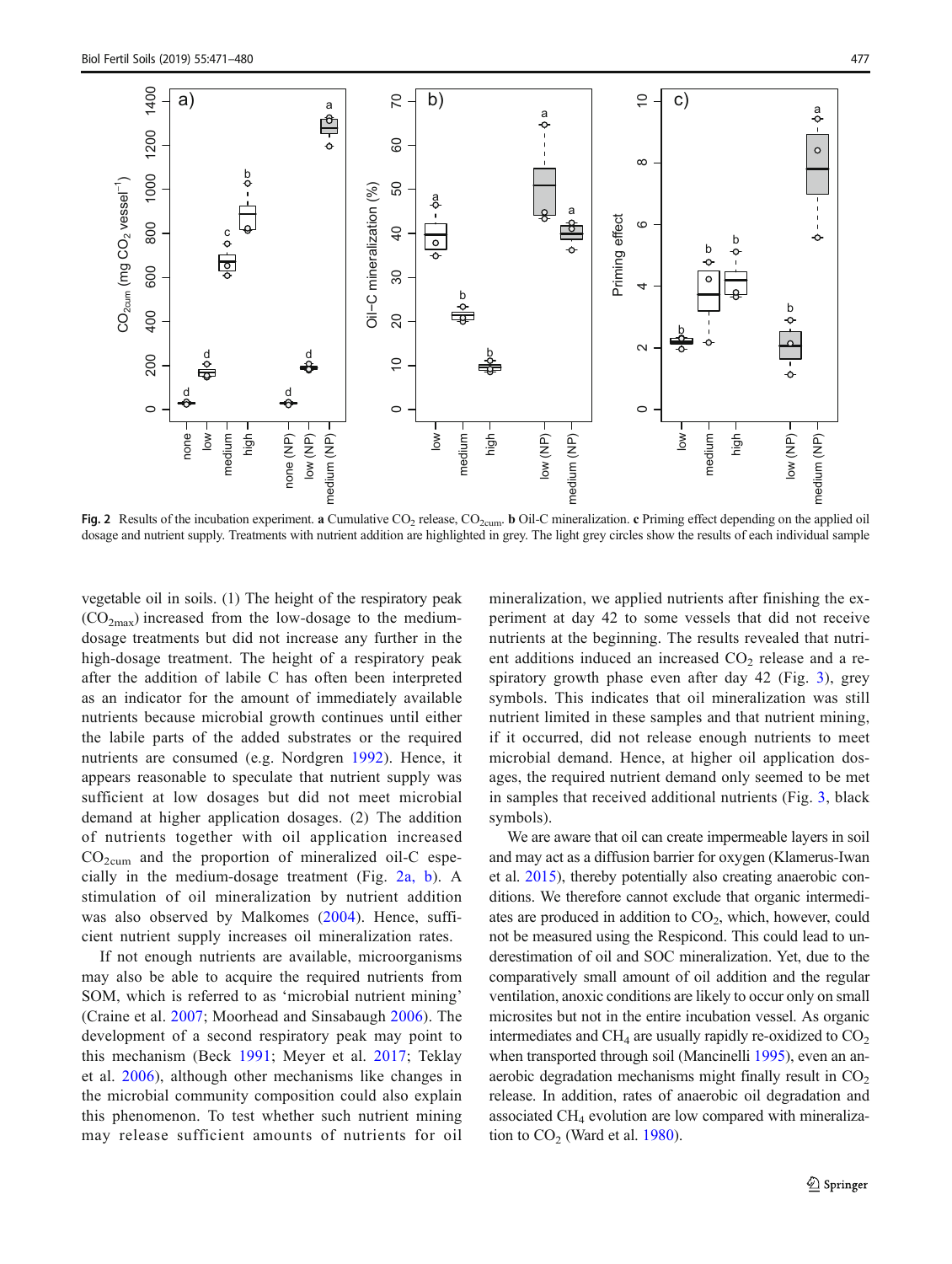Fig. 2 Results of the incubation experiment. **a** Cumulative $CO_2$ release, $CO_{2cum}$. **b** Oil-C mineralization. **c** Priming effect depending on the applied oil dosage and nutrient supply. Treatments with nutrient addition are highlighted in grey. The light grey circles show the results of each individual sample

vegetable oil in soils. (1) The height of the respiratory peak ($CO_{2max}$) increased from the low-dosage to the medium-dosage treatments but did not increase any further in the high-dosage treatment. The height of a respiratory peak after the addition of labile C has often been interpreted as an indicator for the amount of immediately available nutrients because microbial growth continues until either the labile parts of the added substrates or the required nutrients are consumed (e.g. Nordgren 1992). Hence, it appears reasonable to speculate that nutrient supply was sufficient at low dosages but did not meet microbial demand at higher application dosages. (2) The addition of nutrients together with oil application increased $CO_{2cum}$ and the proportion of mineralized oil-C especially in the medium-dosage treatment (Fig. 2a, b). A stimulation of oil mineralization by nutrient addition was also observed by Malkomes (2004). Hence, sufficient nutrient supply increases oil mineralization rates.

If not enough nutrients are available, microorganisms may also be able to acquire the required nutrients from SOM, which is referred to as 'microbial nutrient mining' (Craine et al. 2007; Moorhead and Sinsabaugh 2006). The development of a second respiratory peak may point to this mechanism (Beck 1991; Meyer et al. 2017; Teklay et al. 2006), although other mechanisms like changes in the microbial community composition could also explain this phenomenon. To test whether such nutrient mining may release sufficient amounts of nutrients for oil mineralization, we applied nutrients after finishing the experiment at day 42 to some vessels that did not receive nutrients at the beginning. The results revealed that nutrient additions induced an increased $CO_2$ release and a respiratory growth phase even after day 42 (Fig. 3), grey symbols. This indicates that oil mineralization was still nutrient limited in these samples and that nutrient mining, if it occurred, did not release enough nutrients to meet microbial demand. Hence, at higher oil application dosages, the required nutrient demand only seemed to be met in samples that received additional nutrients (Fig. 3, black symbols).

We are aware that oil can create impermeable layers in soil and may act as a diffusion barrier for oxygen (Klamerus-Iwan et al. 2015), thereby potentially also creating anaerobic conditions. We therefore cannot exclude that organic intermediates are produced in addition to $CO_2$, which, however, could not be measured using the Respicond. This could lead to underestimation of oil and SOC mineralization. Yet, due to the comparatively small amount of oil addition and the regular ventilation, anoxic conditions are likely to occur only on small microsites but not in the entire incubation vessel. As organic intermediates and $CH_4$ are usually rapidly re-oxidized to $CO_2$ when transported through soil (Mancinelli 1995), even an anaerobic degradation mechanisms might finally result in $CO_2$ release. In addition, rates of anaerobic oil degradation and associated $CH_4$ evolution are low compared with mineralization to $CO_2$ (Ward et al. 1980).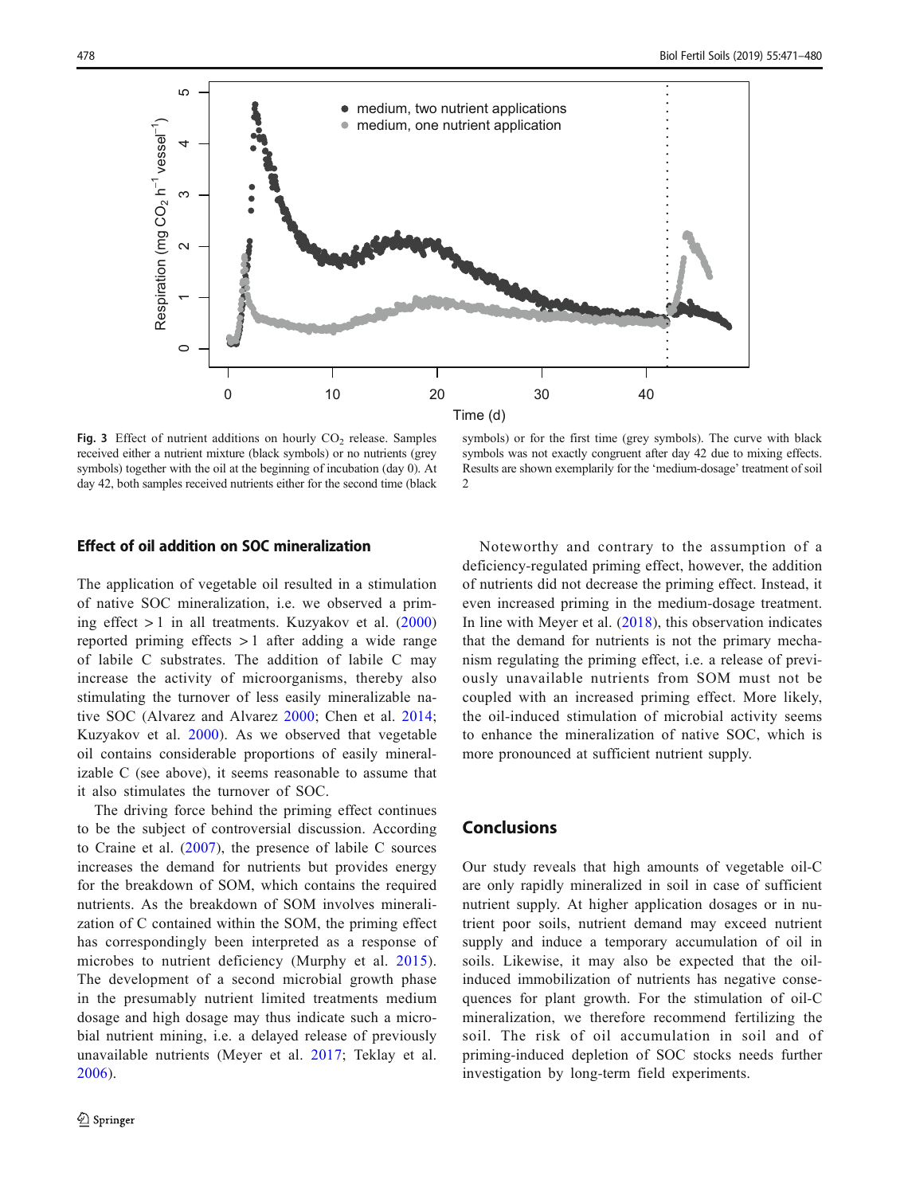Fig. 3 Effect of nutrient additions on hourly $CO_2$ release. Samples received either a nutrient mixture (black symbols) or no nutrients (grey symbols) together with the oil at the beginning of incubation (day 0). At day 42, both samples received nutrients either for the second time (black symbols) or for the first time (grey symbols). The curve with black symbols was not exactly congruent after day 42 due to mixing effects. Results are shown exemplarily for the 'medium-dosage' treatment of soil 2

## Effect of oil addition on SOC mineralization

The application of vegetable oil resulted in a stimulation of native SOC mineralization, i.e. we observed a priming effect > 1 in all treatments. Kuzyakov et al. (2000) reported priming effects > 1 after adding a wide range of labile C substrates. The addition of labile C may increase the activity of microorganisms, thereby also stimulating the turnover of less easily mineralizable native SOC (Alvarez and Alvarez 2000; Chen et al. 2014; Kuzyakov et al. 2000). As we observed that vegetable oil contains considerable proportions of easily mineralizable C (see above), it seems reasonable to assume that it also stimulates the turnover of SOC.

The driving force behind the priming effect continues to be the subject of controversial discussion. According to Craine et al. (2007), the presence of labile C sources increases the demand for nutrients but provides energy for the breakdown of SOM, which contains the required nutrients. As the breakdown of SOM involves mineralization of C contained within the SOM, the priming effect has correspondingly been interpreted as a response of microbes to nutrient deficiency (Murphy et al. 2015). The development of a second microbial growth phase in the presumably nutrient limited treatments medium dosage and high dosage may thus indicate such a microbial nutrient mining, i.e. a delayed release of previously unavailable nutrients (Meyer et al. 2017; Teklay et al. 2006).

Noteworthy and contrary to the assumption of a deficiency-regulated priming effect, however, the addition of nutrients did not decrease the priming effect. Instead, it even increased priming in the medium-dosage treatment. In line with Meyer et al. (2018), this observation indicates that the demand for nutrients is not the primary mechanism regulating the priming effect, i.e. a release of previously unavailable nutrients from SOM must not be coupled with an increased priming effect. More likely, the oil-induced stimulation of microbial activity seems to enhance the mineralization of native SOC, which is more pronounced at sufficient nutrient supply.

## Conclusions

Our study reveals that high amounts of vegetable oil-C are only rapidly mineralized in soil in case of sufficient nutrient supply. At higher application dosages or in nutrient poor soils, nutrient demand may exceed nutrient supply and induce a temporary accumulation of oil in soils. Likewise, it may also be expected that the oil-induced immobilization of nutrients has negative consequences for plant growth. For the stimulation of oil-C mineralization, we therefore recommend fertilizing the soil. The risk of oil accumulation in soil and of priming-induced depletion of SOC stocks needs further investigation by long-term field experiments.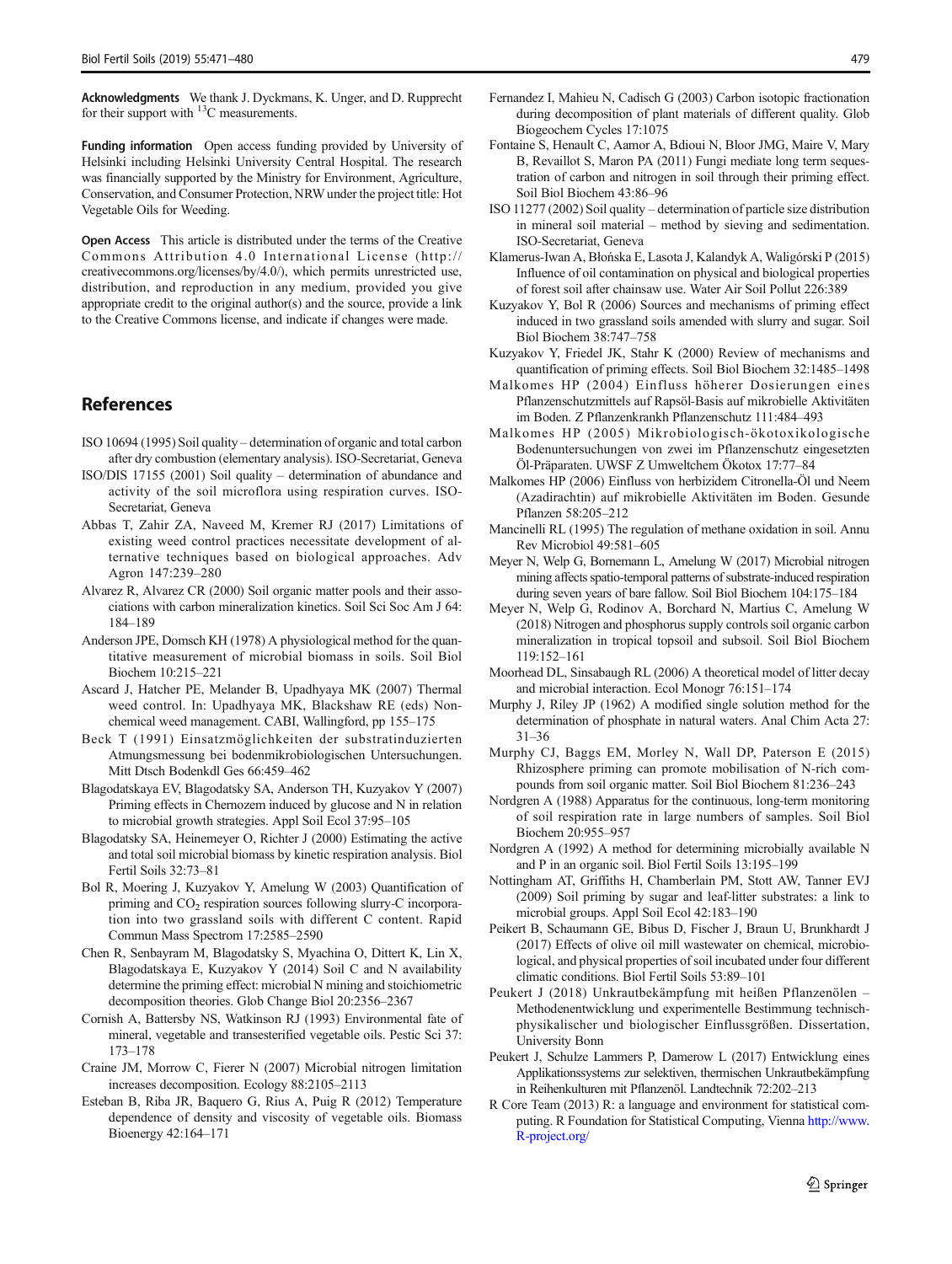**Acknowledgments** We thank J. Dyckmans, K. Unger, and D. Rupprecht for their support with $^{13}C$ measurements.

**Funding information** Open access funding provided by University of Helsinki including Helsinki University Central Hospital. The research was financially supported by the Ministry for Environment, Agriculture, Conservation, and Consumer Protection, NRW under the project title: Hot Vegetable Oils for Weeding.

**Open Access** This article is distributed under the terms of the Creative Commons Attribution 4.0 International License (http://creativecommons.org/licenses/by/4.0/), which permits unrestricted use, distribution, and reproduction in any medium, provided you give appropriate credit to the original author(s) and the source, provide a link to the Creative Commons license, and indicate if changes were made.

## References

ISO 10694 (1995) Soil quality – determination of organic and total carbon after dry combustion (elementary analysis). ISO-Secretariat, Geneva

ISO/DIS 17155 (2001) Soil quality – determination of abundance and activity of the soil microflora using respiration curves. ISO-Secretariat, Geneva

Abbas T, Zahir ZA, Naveed M, Kremer RJ (2017) Limitations of existing weed control practices necessitate development of alternative techniques based on biological approaches. Adv Agron 147:239–280

Alvarez R, Alvarez CR (2000) Soil organic matter pools and their associations with carbon mineralization kinetics. Soil Sci Soc Am J 64: 184–189

Anderson JPE, Domsch KH (1978) A physiological method for the quantitative measurement of microbial biomass in soils. Soil Biol Biochem 10:215–221

Ascard J, Hatcher PE, Melander B, Upadhyaya MK (2007) Thermal weed control. In: Upadhyaya MK, Blackshaw RE (eds) Non-chemical weed management. CABI, Wallingford, pp 155–175

Beck T (1991) Einsatzmöglichkeiten der substratinduzierten Atmungsmessung bei bodenmikrobiologischen Untersuchungen. Mitt Dtsch Bodenkdl Ges 66:459–462

Blagodatskaya EV, Blagodatsky SA, Anderson TH, Kuzyakov Y (2007) Priming effects in Chernozem induced by glucose and N in relation to microbial growth strategies. Appl Soil Ecol 37:95–105

Blagodatsky SA, Heinemeyer O, Richter J (2000) Estimating the active and total soil microbial biomass by kinetic respiration analysis. Biol Fertil Soils 32:73–81

Bol R, Moering J, Kuzyakov Y, Amelung W (2003) Quantification of priming and $CO_2$ respiration sources following slurry-C incorporation into two grassland soils with different C content. Rapid Commun Mass Spectrom 17:2585–2590

Chen R, Senbayram M, Blagodatsky S, Myachina O, Dittert K, Lin X, Blagodatskaya E, Kuzyakov Y (2014) Soil C and N availability determine the priming effect: microbial N mining and stoichiometric decomposition theories. Glob Change Biol 20:2356–2367

Cornish A, Battersby NS, Watkinson RJ (1993) Environmental fate of mineral, vegetable and transesterified vegetable oils. Pestic Sci 37: 173–178

Craine JM, Morrow C, Fierer N (2007) Microbial nitrogen limitation increases decomposition. Ecology 88:2105–2113

Esteban B, Riba JR, Baquero G, Rius A, Puig R (2012) Temperature dependence of density and viscosity of vegetable oils. Biomass Bioenergy 42:164–171

Fernandez I, Mahieu N, Cadisch G (2003) Carbon isotopic fractionation during decomposition of plant materials of different quality. Glob Biogeochem Cycles 17:1075

Fontaine S, Henault C, Aamor A, Bdioui N, Bloor JMG, Maire V, Mary B, Revaillot S, Maron PA (2011) Fungi mediate long term sequestration of carbon and nitrogen in soil through their priming effect. Soil Biol Biochem 43:86–96

ISO 11277 (2002) Soil quality – determination of particle size distribution in mineral soil material – method by sieving and sedimentation. ISO-Secretariat, Geneva

Klamerus-Iwan A, Błońska E, Lasota J, Kalandyk A, Waligórski P (2015) Influence of oil contamination on physical and biological properties of forest soil after chainsaw use. Water Air Soil Pollut 226:389

Kuzyakov Y, Bol R (2006) Sources and mechanisms of priming effect induced in two grassland soils amended with slurry and sugar. Soil Biol Biochem 38:747–758

Kuzyakov Y, Friedel JK, Stahr K (2000) Review of mechanisms and quantification of priming effects. Soil Biol Biochem 32:1485–1498

Malkomes HP (2004) Einfluss höherer Dosierungen eines Pflanzenschutzmittels auf Rapsöl-Basis auf mikrobielle Aktivitäten im Boden. Z Pflanzenkrankh Pflanzenschutz 111:484–493

Malkomes HP (2005) Mikrobiologisch-ökotoxikologische Bodenuntersuchungen von zwei im Pflanzenschutz eingesetzten Öl-Präparaten. UWSF Z Umweltchem Ökotox 17:77–84

Malkomes HP (2006) Einfluss von herbizidem Citronella-Öl und Neem (Azadirachtin) auf mikrobielle Aktivitäten im Boden. Gesunde Pflanzen 58:205–212

Mancinelli RL (1995) The regulation of methane oxidation in soil. Annu Rev Microbiol 49:581–605

Meyer N, Welp G, Bornemann L, Amelung W (2017) Microbial nitrogen mining affects spatio-temporal patterns of substrate-induced respiration during seven years of bare fallow. Soil Biol Biochem 104:175–184

Meyer N, Welp G, Rodinov A, Borchard N, Martius C, Amelung W (2018) Nitrogen and phosphorus supply controls soil organic carbon mineralization in tropical topsoil and subsoil. Soil Biol Biochem 119:152–161

Moorhead DL, Sinsabaugh RL (2006) A theoretical model of litter decay and microbial interaction. Ecol Monogr 76:151–174

Murphy J, Riley JP (1962) A modified single solution method for the determination of phosphate in natural waters. Anal Chim Acta 27: 31–36

Murphy CJ, Baggs EM, Morley N, Wall DP, Paterson E (2015) Rhizosphere priming can promote mobilisation of N-rich compounds from soil organic matter. Soil Biol Biochem 81:236–243

Nordgren A (1988) Apparatus for the continuous, long-term monitoring of soil respiration rate in large numbers of samples. Soil Biol Biochem 20:955–957

Nordgren A (1992) A method for determining microbially available N and P in an organic soil. Biol Fertil Soils 13:195–199

Nottingham AT, Griffiths H, Chamberlain PM, Stott AW, Tanner EVJ (2009) Soil priming by sugar and leaf-litter substrates: a link to microbial groups. Appl Soil Ecol 42:183–190

Peikert B, Schaumann GE, Bibus D, Fischer J, Braun U, Brunkhardt J (2017) Effects of olive oil mill wastewater on chemical, microbiological, and physical properties of soil incubated under four different climatic conditions. Biol Fertil Soils 53:89–101

Peukert J (2018) Unkrautbekämpfung mit heißen Pflanzenölen – Methodenentwicklung und experimentelle Bestimmung technisch-physikalischer und biologischer Einflussgrößen. Dissertation, University Bonn

Peukert J, Schulze Lammers P, Damerow L (2017) Entwicklung eines Applikationssystems zur selektiven, thermischen Unkrautbekämpfung in Reihenkulturen mit Pflanzenöl. Landtechnik 72:202–213

R Core Team (2013) R: a language and environment for statistical computing. R Foundation for Statistical Computing, Vienna http://www.R-project.org/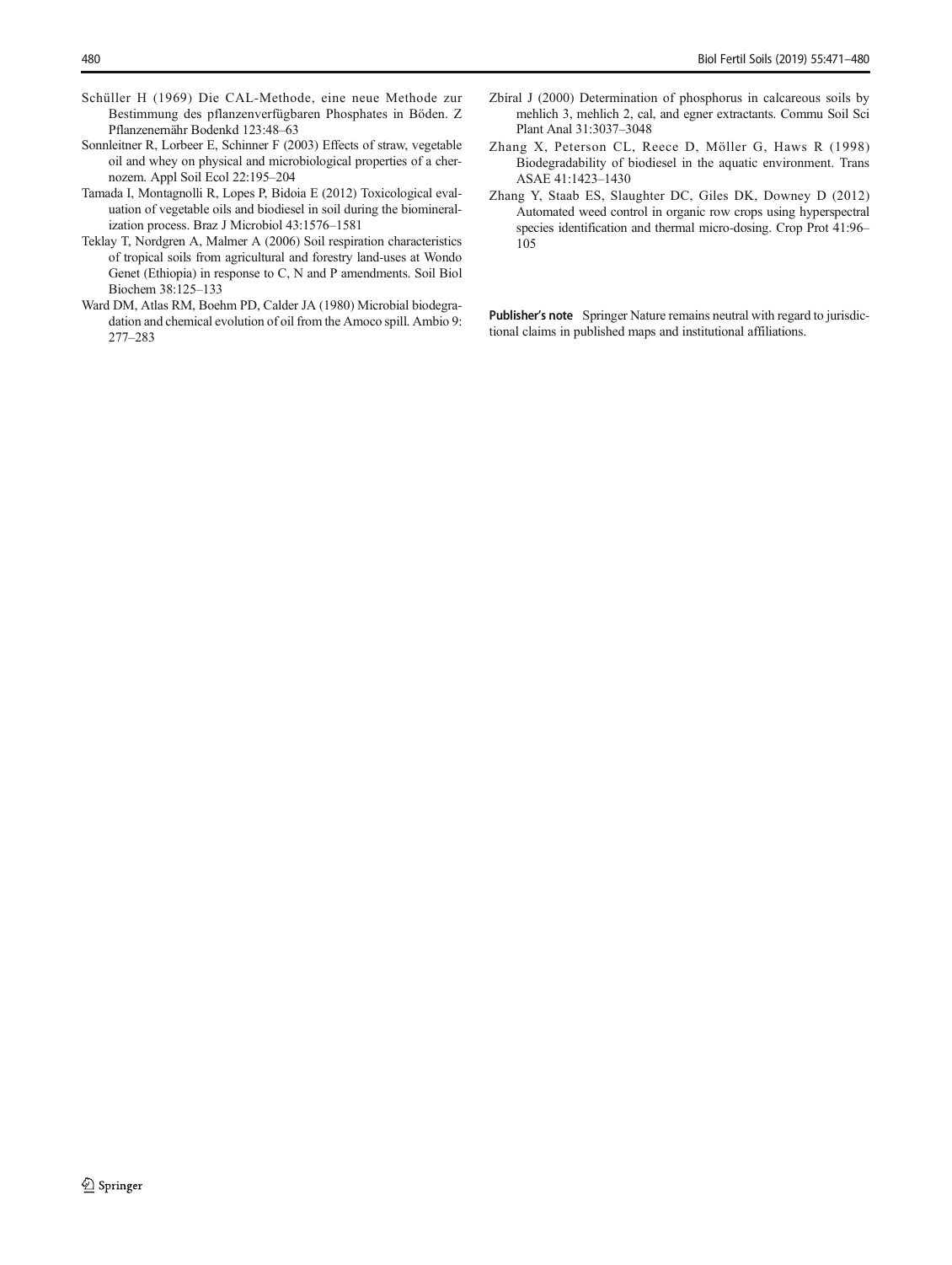Schüller H (1969) Die CAL-Methode, eine neue Methode zur Bestimmung des pflanzenverfügbaren Phosphates in Böden. Z Pflanzenernähr Bodenkd 123:48–63

Sonnleitner R, Lorbeer E, Schinner F (2003) Effects of straw, vegetable oil and whey on physical and microbiological properties of a chernozem. Appl Soil Ecol 22:195–204

Tamada I, Montagnolli R, Lopes P, Bidoia E (2012) Toxicological evaluation of vegetable oils and biodiesel in soil during the biomineralization process. Braz J Microbiol 43:1576–1581

Teklay T, Nordgren A, Malmer A (2006) Soil respiration characteristics of tropical soils from agricultural and forestry land-uses at Wondo Genet (Ethiopia) in response to C, N and P amendments. Soil Biol Biochem 38:125–133

Ward DM, Atlas RM, Boehm PD, Calder JA (1980) Microbial biodegradation and chemical evolution of oil from the Amoco spill. Ambio 9: 277–283

Zbíral J (2000) Determination of phosphorus in calcareous soils by mehlich 3, mehlich 2, cal, and egner extractants. Commu Soil Sci Plant Anal 31:3037–3048

Zhang X, Peterson CL, Reece D, Möller G, Haws R (1998) Biodegradability of biodiesel in the aquatic environment. Trans ASAE 41:1423–1430

Zhang Y, Staab ES, Slaughter DC, Giles DK, Downey D (2012) Automated weed control in organic row crops using hyperspectral species identification and thermal micro-dosing. Crop Prot 41:96–105

**Publisher's note** Springer Nature remains neutral with regard to jurisdictional claims in published maps and institutional affiliations.